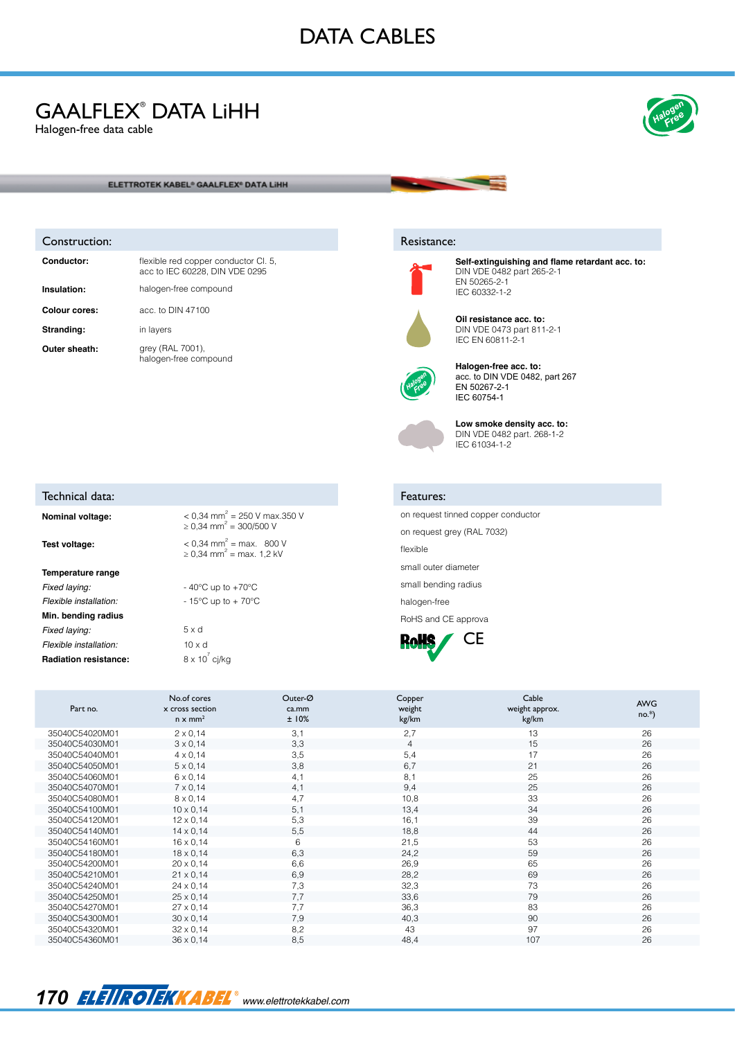# DATA CABLES

## GAALFLEX® DATA LiHH

Halogen-free data cable

ELETTROTEK KABEL® GAALFLEX® DATA LiHH

### Construction:

| | |
|---|---|
| **Conductor:** | flexible red copper conductor Cl. 5, acc to IEC 60228, DIN VDE 0295 |
| **Insulation:** | halogen-free compound |
| **Colour cores:** | acc. to DIN 47100 |
| **Stranding:** | in layers |
| **Outer sheath:** | grey (RAL 7001), halogen-free compound |

### Resistance:

**Self-extinguishing and flame retardant acc. to:**
DIN VDE 0482 part 265-2-1
EN 50265-2-1
IEC 60332-1-2

**Oil resistance acc. to:**
DIN VDE 0473 part 811-2-1
IEC EN 60811-2-1

**Halogen-free acc. to:**
acc. to DIN VDE 0482, part 267
EN 50267-2-1
IEC 60754-1

**Low smoke density acc. to:**
DIN VDE 0482 part. 268-1-2
IEC 61034-1-2

### Technical data:

| | |
|---|---|
| **Nominal voltage:** | < 0,34 mm² = 250 V max.350 V<br>≥ 0,34 mm² = 300/500 V |
| **Test voltage:** | < 0,34 mm² = max. 800 V<br>≥ 0,34 mm² = max. 1,2 kV |
| **Temperature range** | |
| *Fixed laying:* | - 40°C up to +70°C |
| *Flexible installation:* | - 15°C up to + 70°C |
| **Min. bending radius** | |
| *Fixed laying:* | 5 x d |
| *Flexible installation:* | 10 x d |
| **Radiation resistance:** | 8 x $10^7$ cj/kg |

### Features:

on request tinned copper conductor

on request grey (RAL 7032)

flexible

small outer diameter

small bending radius

halogen-free

RoHS and CE approva

RoHS CE

| Part no. | No.of cores x cross section n x mm² | Outer-Ø ca.mm ± 10% | Copper weight kg/km | Cable weight approx. kg/km | AWG no.*) |
|---|---|---|---|---|---|
| 35040C54020M01 | 2 x 0,14 | 3,1 | 2,7 | 13 | 26 |
| 35040C54030M01 | 3 x 0,14 | 3,3 | 4 | 15 | 26 |
| 35040C54040M01 | 4 x 0,14 | 3,5 | 5,4 | 17 | 26 |
| 35040C54050M01 | 5 x 0,14 | 3,8 | 6,7 | 21 | 26 |
| 35040C54060M01 | 6 x 0,14 | 4,1 | 8,1 | 25 | 26 |
| 35040C54070M01 | 7 x 0,14 | 4,1 | 9,4 | 25 | 26 |
| 35040C54080M01 | 8 x 0,14 | 4,7 | 10,8 | 33 | 26 |
| 35040C54100M01 | 10 x 0,14 | 5,1 | 13,4 | 34 | 26 |
| 35040C54120M01 | 12 x 0,14 | 5,3 | 16,1 | 39 | 26 |
| 35040C54140M01 | 14 x 0,14 | 5,5 | 18,8 | 44 | 26 |
| 35040C54160M01 | 16 x 0,14 | 6 | 21,5 | 53 | 26 |
| 35040C54180M01 | 18 x 0,14 | 6,3 | 24,2 | 59 | 26 |
| 35040C54200M01 | 20 x 0,14 | 6,6 | 26,9 | 65 | 26 |
| 35040C54210M01 | 21 x 0,14 | 6,9 | 28,2 | 69 | 26 |
| 35040C54240M01 | 24 x 0,14 | 7,3 | 32,3 | 73 | 26 |
| 35040C54250M01 | 25 x 0,14 | 7,7 | 33,6 | 79 | 26 |
| 35040C54270M01 | 27 x 0,14 | 7,7 | 36,3 | 83 | 26 |
| 35040C54300M01 | 30 x 0,14 | 7,9 | 40,3 | 90 | 26 |
| 35040C54320M01 | 32 x 0,14 | 8,2 | 43 | 97 | 26 |
| 35040C54360M01 | 36 x 0,14 | 8,5 | 48,4 | 107 | 26 |

ELETTROTEKKABEL® www.elettrotekkabel.com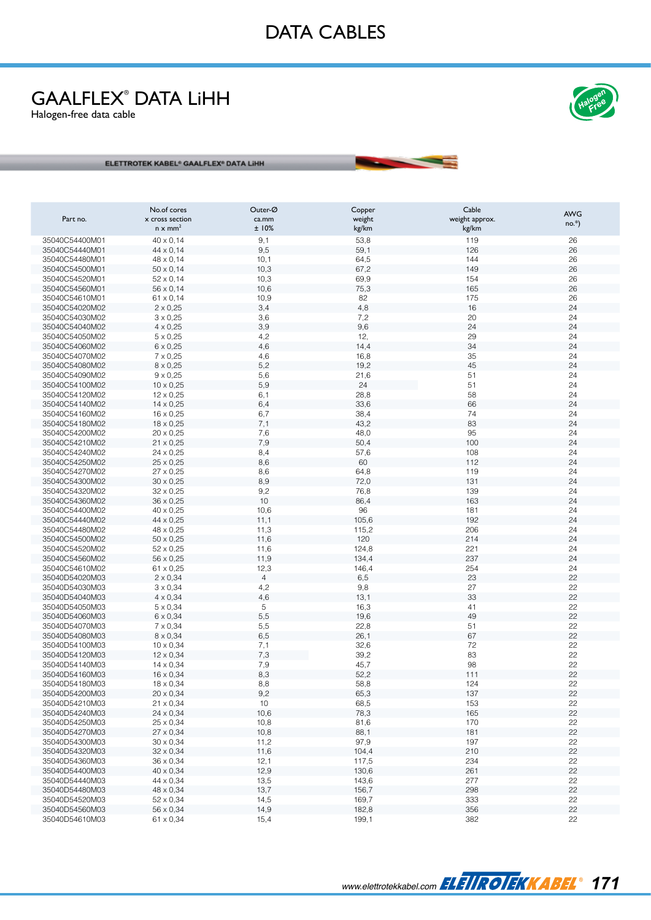# DATA CABLES

## GAALFLEX® DATA LiHH

Halogen-free data cable

ELETTROTEK KABEL® GAALFLEX® DATA LiHH

| Part no. | No.of cores x cross section n x mm² | Outer-Ø ca.mm ± 10% | Copper weight kg/km | Cable weight approx. kg/km | AWG no.*) |
|---|---|---|---|---|---|
| 35040C54400M01 | 40 x 0,14 | 9,1 | 53,8 | 119 | 26 |
| 35040C54440M01 | 44 x 0,14 | 9,5 | 59,1 | 126 | 26 |
| 35040C54480M01 | 48 x 0,14 | 10,1 | 64,5 | 144 | 26 |
| 35040C54500M01 | 50 x 0,14 | 10,3 | 67,2 | 149 | 26 |
| 35040C54520M01 | 52 x 0,14 | 10,3 | 69,9 | 154 | 26 |
| 35040C54560M01 | 56 x 0,14 | 10,6 | 75,3 | 165 | 26 |
| 35040C54610M01 | 61 x 0,14 | 10,9 | 82 | 175 | 26 |
| 35040C54020M02 | 2 x 0,25 | 3,4 | 4,8 | 16 | 24 |
| 35040C54030M02 | 3 x 0,25 | 3,6 | 7,2 | 20 | 24 |
| 35040C54040M02 | 4 x 0,25 | 3,9 | 9,6 | 24 | 24 |
| 35040C54050M02 | 5 x 0,25 | 4,2 | 12, | 29 | 24 |
| 35040C54060M02 | 6 x 0,25 | 4,6 | 14,4 | 34 | 24 |
| 35040C54070M02 | 7 x 0,25 | 4,6 | 16,8 | 35 | 24 |
| 35040C54080M02 | 8 x 0,25 | 5,2 | 19,2 | 45 | 24 |
| 35040C54090M02 | 9 x 0,25 | 5,6 | 21,6 | 51 | 24 |
| 35040C54100M02 | 10 x 0,25 | 5,9 | 24 | 51 | 24 |
| 35040C54120M02 | 12 x 0,25 | 6,1 | 28,8 | 58 | 24 |
| 35040C54140M02 | 14 x 0,25 | 6,4 | 33,6 | 66 | 24 |
| 35040C54160M02 | 16 x 0,25 | 6,7 | 38,4 | 74 | 24 |
| 35040C54180M02 | 18 x 0,25 | 7,1 | 43,2 | 83 | 24 |
| 35040C54200M02 | 20 x 0,25 | 7,6 | 48,0 | 95 | 24 |
| 35040C54210M02 | 21 x 0,25 | 7,9 | 50,4 | 100 | 24 |
| 35040C54240M02 | 24 x 0,25 | 8,4 | 57,6 | 108 | 24 |
| 35040C54250M02 | 25 x 0,25 | 8,6 | 60 | 112 | 24 |
| 35040C54270M02 | 27 x 0,25 | 8,6 | 64,8 | 119 | 24 |
| 35040C54300M02 | 30 x 0,25 | 8,9 | 72,0 | 131 | 24 |
| 35040C54320M02 | 32 x 0,25 | 9,2 | 76,8 | 139 | 24 |
| 35040C54360M02 | 36 x 0,25 | 10 | 86,4 | 163 | 24 |
| 35040C54400M02 | 40 x 0,25 | 10,6 | 96 | 181 | 24 |
| 35040C54440M02 | 44 x 0,25 | 11,1 | 105,6 | 192 | 24 |
| 35040C54480M02 | 48 x 0,25 | 11,3 | 115,2 | 206 | 24 |
| 35040C54500M02 | 50 x 0,25 | 11,6 | 120 | 214 | 24 |
| 35040C54520M02 | 52 x 0,25 | 11,6 | 124,8 | 221 | 24 |
| 35040C54560M02 | 56 x 0,25 | 11,9 | 134,4 | 237 | 24 |
| 35040C54610M02 | 61 x 0,25 | 12,3 | 146,4 | 254 | 24 |
| 35040D54020M03 | 2 x 0,34 | 4 | 6,5 | 23 | 22 |
| 35040D54030M03 | 3 x 0,34 | 4,2 | 9,8 | 27 | 22 |
| 35040D54040M03 | 4 x 0,34 | 4,6 | 13,1 | 33 | 22 |
| 35040D54050M03 | 5 x 0,34 | 5 | 16,3 | 41 | 22 |
| 35040D54060M03 | 6 x 0,34 | 5,5 | 19,6 | 49 | 22 |
| 35040D54070M03 | 7 x 0,34 | 5,5 | 22,8 | 51 | 22 |
| 35040D54080M03 | 8 x 0,34 | 6,5 | 26,1 | 67 | 22 |
| 35040D54100M03 | 10 x 0,34 | 7,1 | 32,6 | 72 | 22 |
| 35040D54120M03 | 12 x 0,34 | 7,3 | 39,2 | 83 | 22 |
| 35040D54140M03 | 14 x 0,34 | 7,9 | 45,7 | 98 | 22 |
| 35040D54160M03 | 16 x 0,34 | 8,3 | 52,2 | 111 | 22 |
| 35040D54180M03 | 18 x 0,34 | 8,8 | 58,8 | 124 | 22 |
| 35040D54200M03 | 20 x 0,34 | 9,2 | 65,3 | 137 | 22 |
| 35040D54210M03 | 21 x 0,34 | 10 | 68,5 | 153 | 22 |
| 35040D54240M03 | 24 x 0,34 | 10,6 | 78,3 | 165 | 22 |
| 35040D54250M03 | 25 x 0,34 | 10,8 | 81,6 | 170 | 22 |
| 35040D54270M03 | 27 x 0,34 | 10,8 | 88,1 | 181 | 22 |
| 35040D54300M03 | 30 x 0,34 | 11,2 | 97,9 | 197 | 22 |
| 35040D54320M03 | 32 x 0,34 | 11,6 | 104,4 | 210 | 22 |
| 35040D54360M03 | 36 x 0,34 | 12,1 | 117,5 | 234 | 22 |
| 35040D54400M03 | 40 x 0,34 | 12,9 | 130,6 | 261 | 22 |
| 35040D54440M03 | 44 x 0,34 | 13,5 | 143,6 | 277 | 22 |
| 35040D54480M03 | 48 x 0,34 | 13,7 | 156,7 | 298 | 22 |
| 35040D54520M03 | 52 x 0,34 | 14,5 | 169,7 | 333 | 22 |
| 35040D54560M03 | 56 x 0,34 | 14,9 | 182,8 | 356 | 22 |
| 35040D54610M03 | 61 x 0,34 | 15,4 | 199,1 | 382 | 22 |

www.elettrotekkabel.com ELETTROTEKKABEL®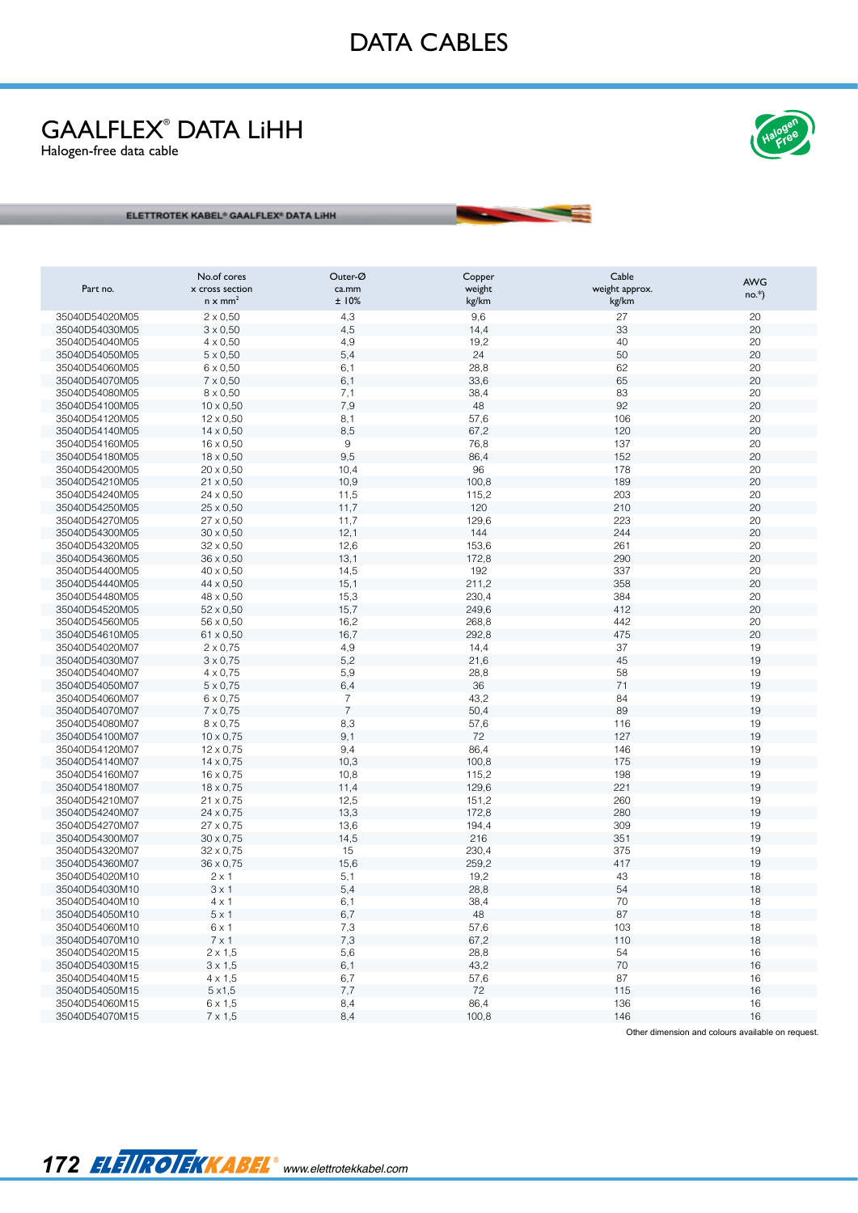# DATA CABLES

## GAALFLEX® DATA LiHH

Halogen-free data cable

ELETTROTEK KABEL® GAALFLEX® DATA LiHH

| Part no. | No.of cores x cross section n x mm² | Outer-Ø ca.mm ± 10% | Copper weight kg/km | Cable weight approx. kg/km | AWG no.*) |
|---|---|---|---|---|---|
| 35040D54020M05 | 2 x 0,50 | 4,3 | 9,6 | 27 | 20 |
| 35040D54030M05 | 3 x 0,50 | 4,5 | 14,4 | 33 | 20 |
| 35040D54040M05 | 4 x 0,50 | 4,9 | 19,2 | 40 | 20 |
| 35040D54050M05 | 5 x 0,50 | 5,4 | 24 | 50 | 20 |
| 35040D54060M05 | 6 x 0,50 | 6,1 | 28,8 | 62 | 20 |
| 35040D54070M05 | 7 x 0,50 | 6,1 | 33,6 | 65 | 20 |
| 35040D54080M05 | 8 x 0,50 | 7,1 | 38,4 | 83 | 20 |
| 35040D54100M05 | 10 x 0,50 | 7,9 | 48 | 92 | 20 |
| 35040D54120M05 | 12 x 0,50 | 8,1 | 57,6 | 106 | 20 |
| 35040D54140M05 | 14 x 0,50 | 8,5 | 67,2 | 120 | 20 |
| 35040D54160M05 | 16 x 0,50 | 9 | 76,8 | 137 | 20 |
| 35040D54180M05 | 18 x 0,50 | 9,5 | 86,4 | 152 | 20 |
| 35040D54200M05 | 20 x 0,50 | 10,4 | 96 | 178 | 20 |
| 35040D54210M05 | 21 x 0,50 | 10,9 | 100,8 | 189 | 20 |
| 35040D54240M05 | 24 x 0,50 | 11,5 | 115,2 | 203 | 20 |
| 35040D54250M05 | 25 x 0,50 | 11,7 | 120 | 210 | 20 |
| 35040D54270M05 | 27 x 0,50 | 11,7 | 129,6 | 223 | 20 |
| 35040D54300M05 | 30 x 0,50 | 12,1 | 144 | 244 | 20 |
| 35040D54320M05 | 32 x 0,50 | 12,6 | 153,6 | 261 | 20 |
| 35040D54360M05 | 36 x 0,50 | 13,1 | 172,8 | 290 | 20 |
| 35040D54400M05 | 40 x 0,50 | 14,5 | 192 | 337 | 20 |
| 35040D54440M05 | 44 x 0,50 | 15,1 | 211,2 | 358 | 20 |
| 35040D54480M05 | 48 x 0,50 | 15,3 | 230,4 | 384 | 20 |
| 35040D54520M05 | 52 x 0,50 | 15,7 | 249,6 | 412 | 20 |
| 35040D54560M05 | 56 x 0,50 | 16,2 | 268,8 | 442 | 20 |
| 35040D54610M05 | 61 x 0,50 | 16,7 | 292,8 | 475 | 20 |
| 35040D54020M07 | 2 x 0,75 | 4,9 | 14,4 | 37 | 19 |
| 35040D54030M07 | 3 x 0,75 | 5,2 | 21,6 | 45 | 19 |
| 35040D54040M07 | 4 x 0,75 | 5,9 | 28,8 | 58 | 19 |
| 35040D54050M07 | 5 x 0,75 | 6,4 | 36 | 71 | 19 |
| 35040D54060M07 | 6 x 0,75 | 7 | 43,2 | 84 | 19 |
| 35040D54070M07 | 7 x 0,75 | 7 | 50,4 | 89 | 19 |
| 35040D54080M07 | 8 x 0,75 | 8,3 | 57,6 | 116 | 19 |
| 35040D54100M07 | 10 x 0,75 | 9,1 | 72 | 127 | 19 |
| 35040D54120M07 | 12 x 0,75 | 9,4 | 86,4 | 146 | 19 |
| 35040D54140M07 | 14 x 0,75 | 10,3 | 100,8 | 175 | 19 |
| 35040D54160M07 | 16 x 0,75 | 10,8 | 115,2 | 198 | 19 |
| 35040D54180M07 | 18 x 0,75 | 11,4 | 129,6 | 221 | 19 |
| 35040D54210M07 | 21 x 0,75 | 12,5 | 151,2 | 260 | 19 |
| 35040D54240M07 | 24 x 0,75 | 13,3 | 172,8 | 280 | 19 |
| 35040D54270M07 | 27 x 0,75 | 13,6 | 194,4 | 309 | 19 |
| 35040D54300M07 | 30 x 0,75 | 14,5 | 216 | 351 | 19 |
| 35040D54320M07 | 32 x 0,75 | 15 | 230,4 | 375 | 19 |
| 35040D54360M07 | 36 x 0,75 | 15,6 | 259,2 | 417 | 19 |
| 35040D54020M10 | 2 x 1 | 5,1 | 19,2 | 43 | 18 |
| 35040D54030M10 | 3 x 1 | 5,4 | 28,8 | 54 | 18 |
| 35040D54040M10 | 4 x 1 | 6,1 | 38,4 | 70 | 18 |
| 35040D54050M10 | 5 x 1 | 6,7 | 48 | 87 | 18 |
| 35040D54060M10 | 6 x 1 | 7,3 | 57,6 | 103 | 18 |
| 35040D54070M10 | 7 x 1 | 7,3 | 67,2 | 110 | 18 |
| 35040D54020M15 | 2 x 1,5 | 5,6 | 28,8 | 54 | 16 |
| 35040D54030M15 | 3 x 1,5 | 6,1 | 43,2 | 70 | 16 |
| 35040D54040M15 | 4 x 1,5 | 6,7 | 57,6 | 87 | 16 |
| 35040D54050M15 | 5 x1,5 | 7,7 | 72 | 115 | 16 |
| 35040D54060M15 | 6 x 1,5 | 8,4 | 86,4 | 136 | 16 |
| 35040D54070M15 | 7 x 1,5 | 8,4 | 100,8 | 146 | 16 |

Other dimension and colours available on request.

ELETTROTEKKABEL® www.elettrotekkabel.com